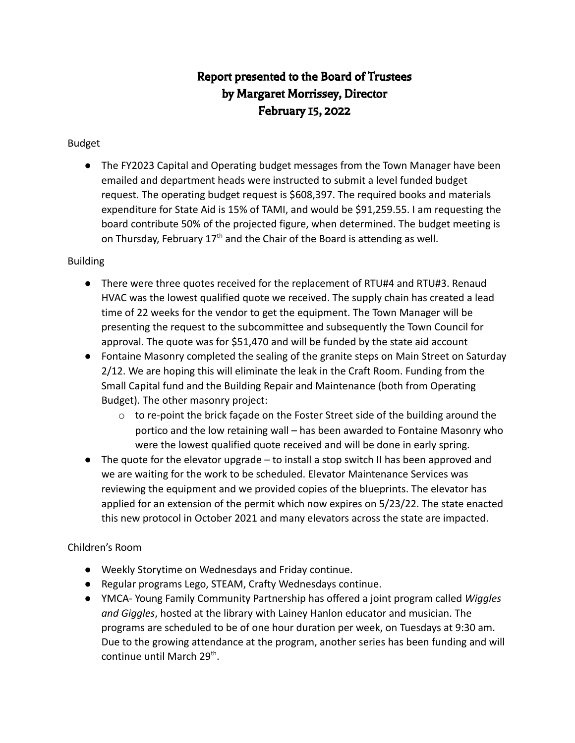# Report presented to the Board of Trustees
# by Margaret Morrissey, Director
# February 15, 2022

Budget

- The FY2023 Capital and Operating budget messages from the Town Manager have been emailed and department heads were instructed to submit a level funded budget request. The operating budget request is $608,397. The required books and materials expenditure for State Aid is 15% of TAMI, and would be $91,259.55. I am requesting the board contribute 50% of the projected figure, when determined. The budget meeting is on Thursday, February 17th and the Chair of the Board is attending as well.

Building

- There were three quotes received for the replacement of RTU#4 and RTU#3. Renaud HVAC was the lowest qualified quote we received. The supply chain has created a lead time of 22 weeks for the vendor to get the equipment. The Town Manager will be presenting the request to the subcommittee and subsequently the Town Council for approval. The quote was for $51,470 and will be funded by the state aid account
- Fontaine Masonry completed the sealing of the granite steps on Main Street on Saturday 2/12. We are hoping this will eliminate the leak in the Craft Room. Funding from the Small Capital fund and the Building Repair and Maintenance (both from Operating Budget). The other masonry project:
  - to re-point the brick façade on the Foster Street side of the building around the portico and the low retaining wall – has been awarded to Fontaine Masonry who were the lowest qualified quote received and will be done in early spring.
- The quote for the elevator upgrade – to install a stop switch II has been approved and we are waiting for the work to be scheduled. Elevator Maintenance Services was reviewing the equipment and we provided copies of the blueprints. The elevator has applied for an extension of the permit which now expires on 5/23/22. The state enacted this new protocol in October 2021 and many elevators across the state are impacted.

Children's Room

- Weekly Storytime on Wednesdays and Friday continue.
- Regular programs Lego, STEAM, Crafty Wednesdays continue.
- YMCA- Young Family Community Partnership has offered a joint program called *Wiggles and Giggles*, hosted at the library with Lainey Hanlon educator and musician. The programs are scheduled to be of one hour duration per week, on Tuesdays at 9:30 am. Due to the growing attendance at the program, another series has been funding and will continue until March 29th.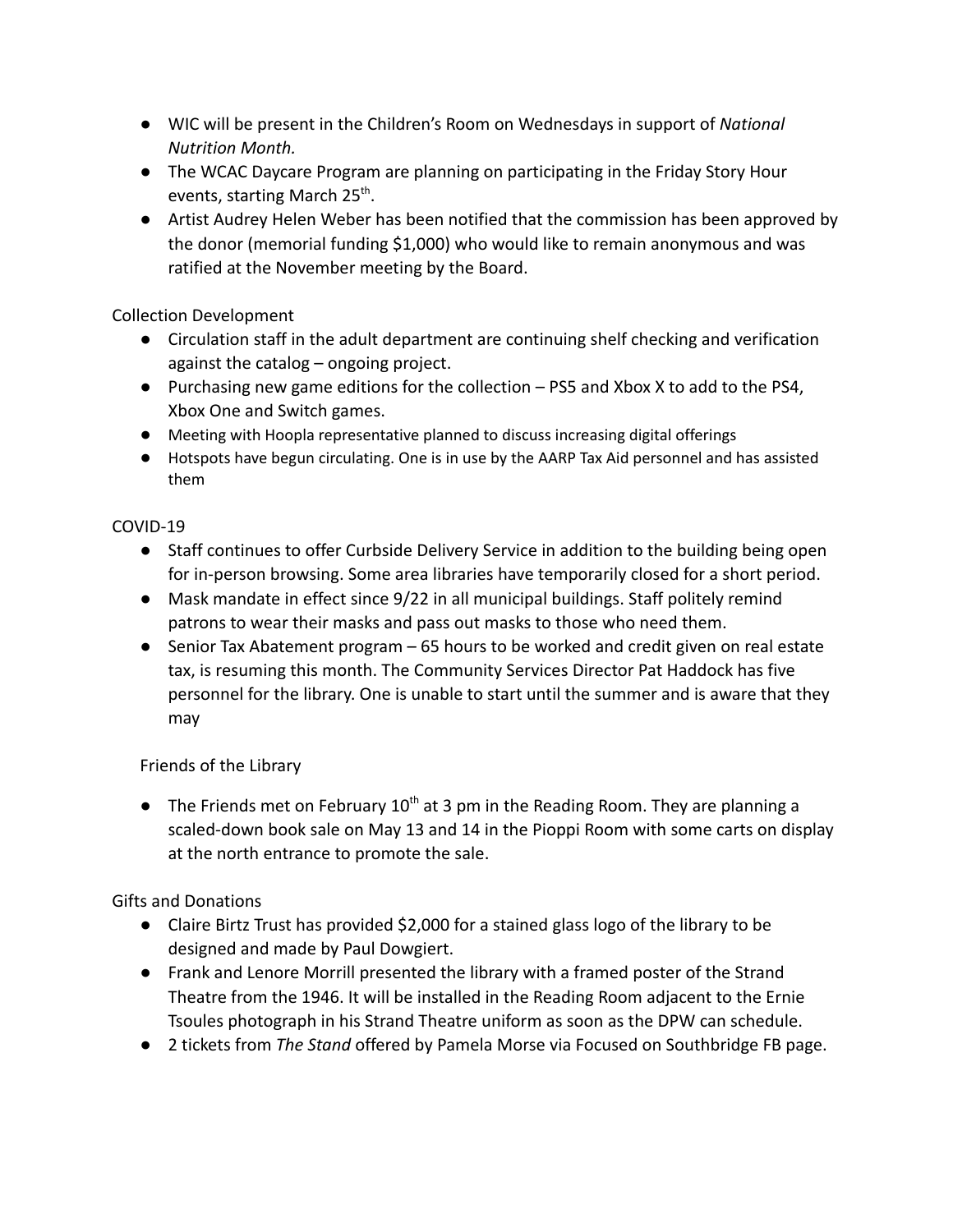- WIC will be present in the Children's Room on Wednesdays in support of *National Nutrition Month.*
- The WCAC Daycare Program are planning on participating in the Friday Story Hour events, starting March 25th.
- Artist Audrey Helen Weber has been notified that the commission has been approved by the donor (memorial funding $1,000) who would like to remain anonymous and was ratified at the November meeting by the Board.

Collection Development

- Circulation staff in the adult department are continuing shelf checking and verification against the catalog – ongoing project.
- Purchasing new game editions for the collection – PS5 and Xbox X to add to the PS4, Xbox One and Switch games.
- Meeting with Hoopla representative planned to discuss increasing digital offerings
- Hotspots have begun circulating. One is in use by the AARP Tax Aid personnel and has assisted them

COVID-19

- Staff continues to offer Curbside Delivery Service in addition to the building being open for in-person browsing. Some area libraries have temporarily closed for a short period.
- Mask mandate in effect since 9/22 in all municipal buildings. Staff politely remind patrons to wear their masks and pass out masks to those who need them.
- Senior Tax Abatement program – 65 hours to be worked and credit given on real estate tax, is resuming this month. The Community Services Director Pat Haddock has five personnel for the library. One is unable to start until the summer and is aware that they may

Friends of the Library

- The Friends met on February 10th at 3 pm in the Reading Room. They are planning a scaled-down book sale on May 13 and 14 in the Pioppi Room with some carts on display at the north entrance to promote the sale.

Gifts and Donations

- Claire Birtz Trust has provided $2,000 for a stained glass logo of the library to be designed and made by Paul Dowgiert.
- Frank and Lenore Morrill presented the library with a framed poster of the Strand Theatre from the 1946. It will be installed in the Reading Room adjacent to the Ernie Tsoules photograph in his Strand Theatre uniform as soon as the DPW can schedule.
- 2 tickets from *The Stand* offered by Pamela Morse via Focused on Southbridge FB page.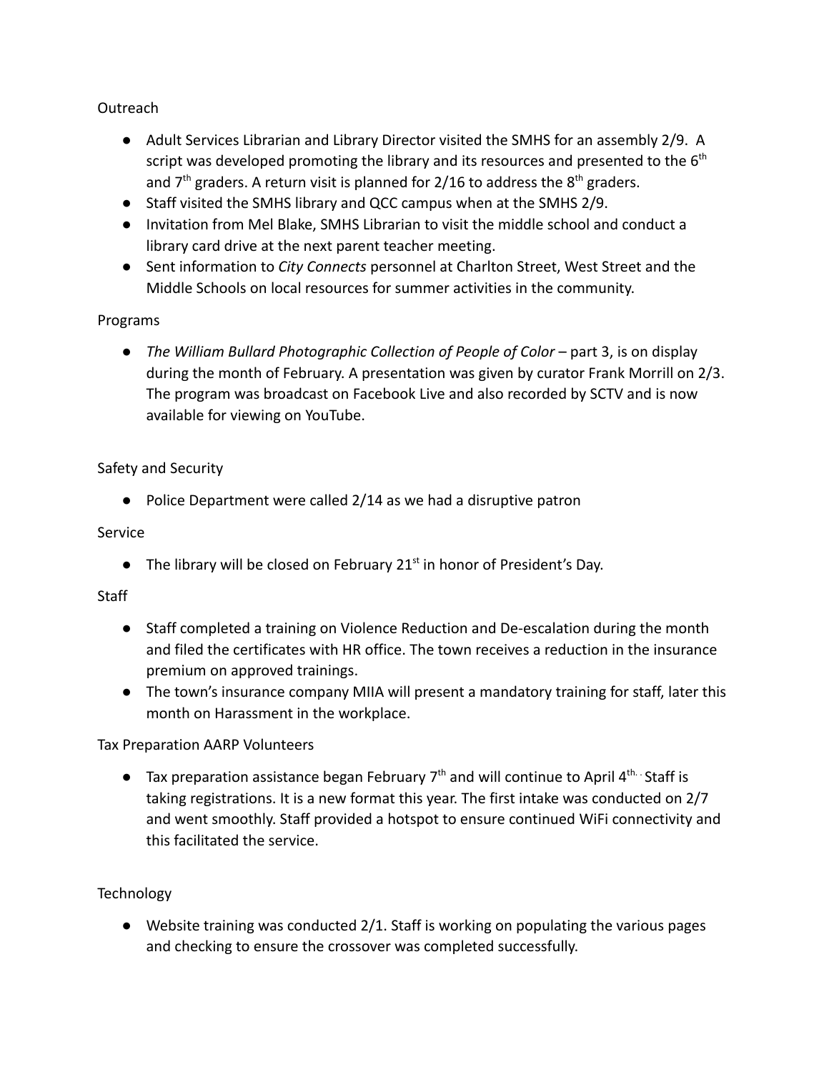Outreach

- Adult Services Librarian and Library Director visited the SMHS for an assembly 2/9. A script was developed promoting the library and its resources and presented to the 6th and 7th graders. A return visit is planned for 2/16 to address the 8th graders.
- Staff visited the SMHS library and QCC campus when at the SMHS 2/9.
- Invitation from Mel Blake, SMHS Librarian to visit the middle school and conduct a library card drive at the next parent teacher meeting.
- Sent information to *City Connects* personnel at Charlton Street, West Street and the Middle Schools on local resources for summer activities in the community.

Programs

- *The William Bullard Photographic Collection of People of Color* – part 3, is on display during the month of February. A presentation was given by curator Frank Morrill on 2/3. The program was broadcast on Facebook Live and also recorded by SCTV and is now available for viewing on YouTube.

Safety and Security

- Police Department were called 2/14 as we had a disruptive patron

Service

- The library will be closed on February 21st in honor of President's Day.

Staff

- Staff completed a training on Violence Reduction and De-escalation during the month and filed the certificates with HR office. The town receives a reduction in the insurance premium on approved trainings.
- The town's insurance company MIIA will present a mandatory training for staff, later this month on Harassment in the workplace.

Tax Preparation AARP Volunteers

- Tax preparation assistance began February 7th and will continue to April 4th. Staff is taking registrations. It is a new format this year. The first intake was conducted on 2/7 and went smoothly. Staff provided a hotspot to ensure continued WiFi connectivity and this facilitated the service.

Technology

- Website training was conducted 2/1. Staff is working on populating the various pages and checking to ensure the crossover was completed successfully.